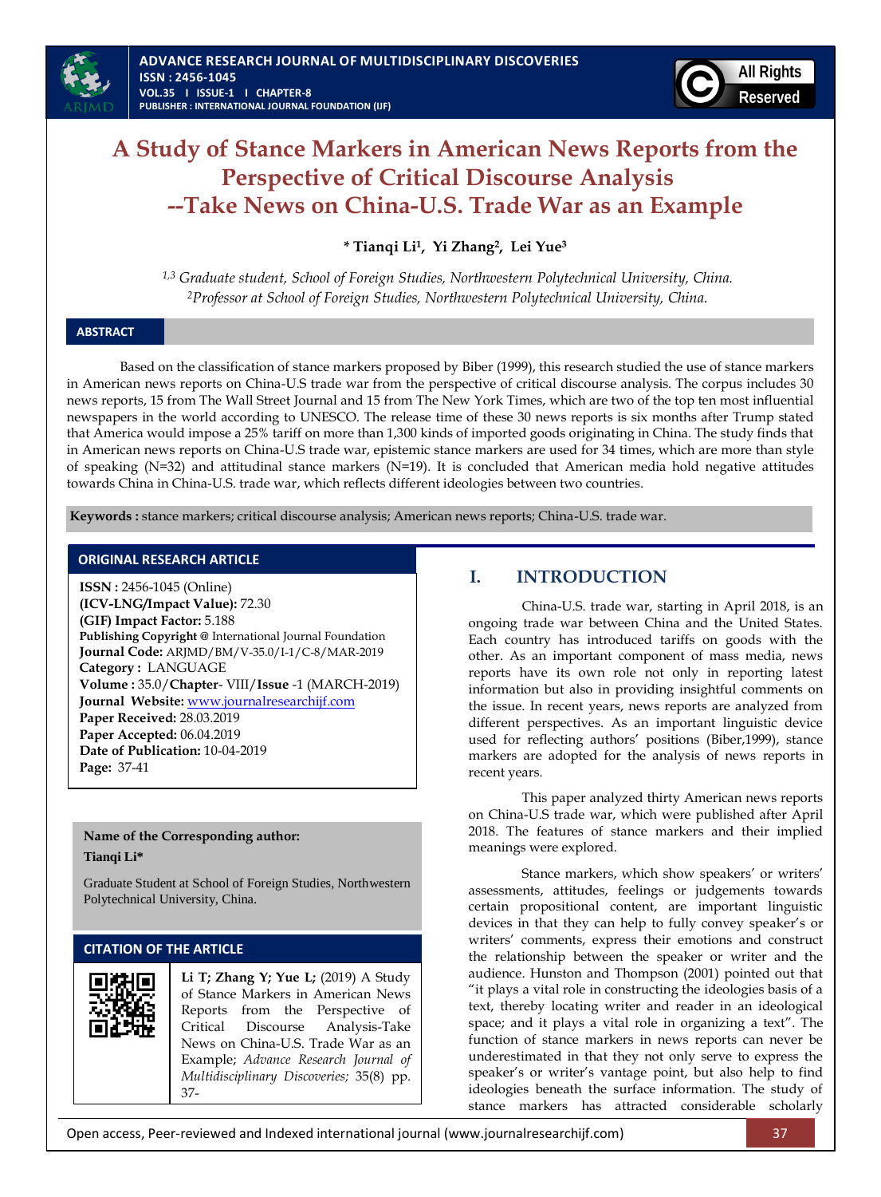# A Study of Stance Markers in American News Reports from the Perspective of Critical Discourse Analysis --Take News on China-U.S. Trade War as an Example

**\* Tianqi Li[1], Yi Zhang[2], Lei Yue[3]**

*[1,3] Graduate student, School of Foreign Studies, Northwestern Polytechnical University, China.*
*[2]Professor at School of Foreign Studies, Northwestern Polytechnical University, China.*

## ABSTRACT

Based on the classification of stance markers proposed by Biber (1999), this research studied the use of stance markers in American news reports on China-U.S trade war from the perspective of critical discourse analysis. The corpus includes 30 news reports, 15 from The Wall Street Journal and 15 from The New York Times, which are two of the top ten most influential newspapers in the world according to UNESCO. The release time of these 30 news reports is six months after Trump stated that America would impose a 25% tariff on more than 1,300 kinds of imported goods originating in China. The study finds that in American news reports on China-U.S trade war, epistemic stance markers are used for 34 times, which are more than style of speaking (N=32) and attitudinal stance markers (N=19). It is concluded that American media hold negative attitudes towards China in China-U.S. trade war, which reflects different ideologies between two countries.

**Keywords :** stance markers; critical discourse analysis; American news reports; China-U.S. trade war.

### ORIGINAL RESEARCH ARTICLE

**ISSN :** 2456-1045 (Online)
**(ICV-LNG/Impact Value):** 72.30
**(GIF) Impact Factor:** 5.188
**Publishing Copyright @** International Journal Foundation
**Journal Code:** ARJMD/BM/V-35.0/I-1/C-8/MAR-2019
**Category :** LANGUAGE
**Volume :** 35.0/**Chapter**- VIII/**Issue** -1 (MARCH-2019)
**Journal Website:** www.journalresearchijf.com
**Paper Received:** 28.03.2019
**Paper Accepted:** 06.04.2019
**Date of Publication:** 10-04-2019
**Page:** 37-41

**Name of the Corresponding author:**

**Tianqi Li\***

Graduate Student at School of Foreign Studies, Northwestern Polytechnical University, China.

### CITATION OF THE ARTICLE

**Li T; Zhang Y; Yue L;** (2019) A Study of Stance Markers in American News Reports from the Perspective of Critical Discourse Analysis-Take News on China-U.S. Trade War as an Example; *Advance Research Journal of Multidisciplinary Discoveries;* 35(8) pp. 37-

## I. INTRODUCTION

China-U.S. trade war, starting in April 2018, is an ongoing trade war between China and the United States. Each country has introduced tariffs on goods with the other. As an important component of mass media, news reports have its own role not only in reporting latest information but also in providing insightful comments on the issue. In recent years, news reports are analyzed from different perspectives. As an important linguistic device used for reflecting authors' positions (Biber,1999), stance markers are adopted for the analysis of news reports in recent years.

This paper analyzed thirty American news reports on China-U.S trade war, which were published after April 2018. The features of stance markers and their implied meanings were explored.

Stance markers, which show speakers' or writers' assessments, attitudes, feelings or judgements towards certain propositional content, are important linguistic devices in that they can help to fully convey speaker's or writers' comments, express their emotions and construct the relationship between the speaker or writer and the audience. Hunston and Thompson (2001) pointed out that "it plays a vital role in constructing the ideologies basis of a text, thereby locating writer and reader in an ideological space; and it plays a vital role in organizing a text". The function of stance markers in news reports can never be underestimated in that they not only serve to express the speaker's or writer's vantage point, but also help to find ideologies beneath the surface information. The study of stance markers has attracted considerable scholarly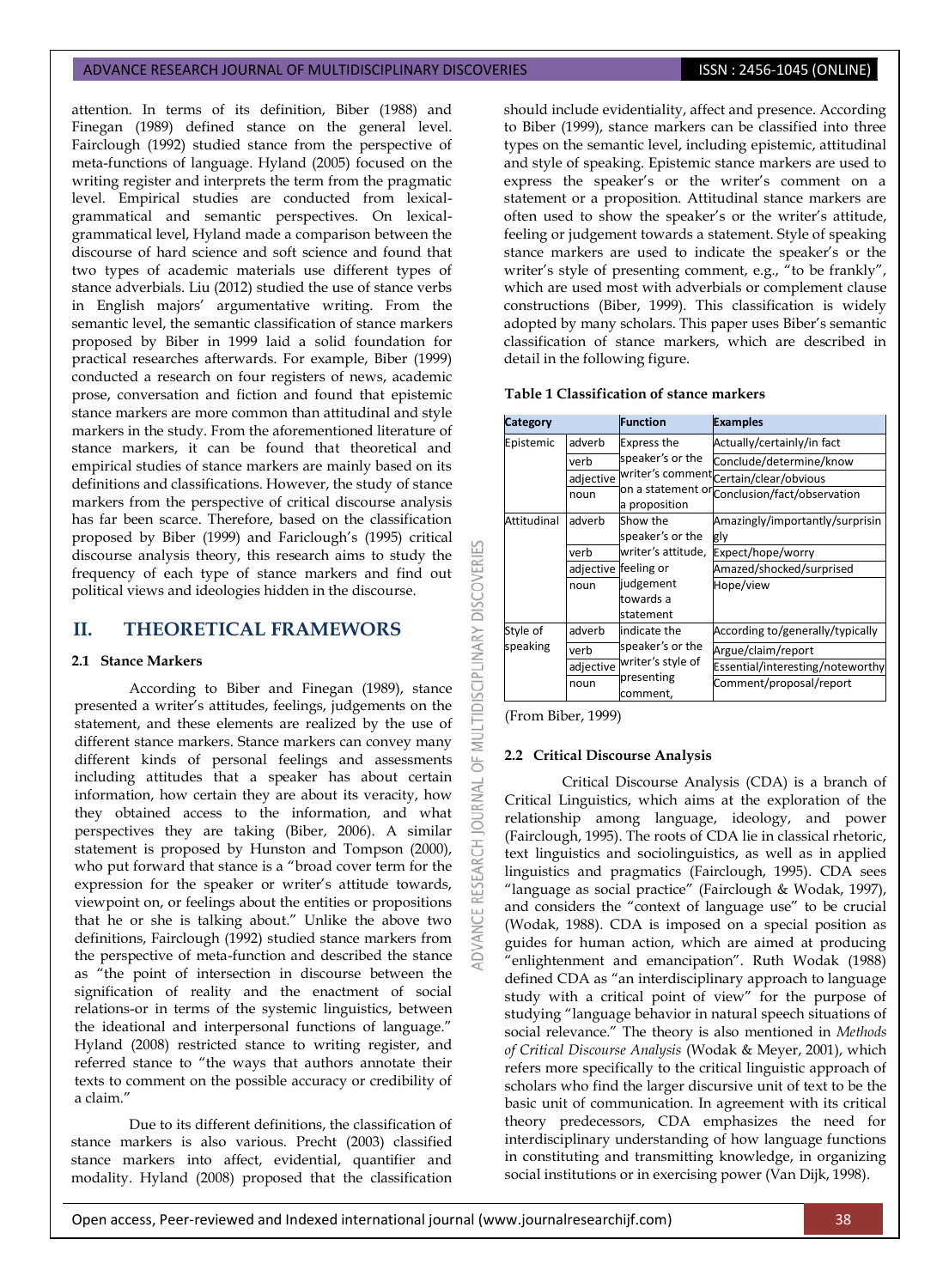attention. In terms of its definition, Biber (1988) and Finegan (1989) defined stance on the general level. Fairclough (1992) studied stance from the perspective of meta-functions of language. Hyland (2005) focused on the writing register and interprets the term from the pragmatic level. Empirical studies are conducted from lexical-grammatical and semantic perspectives. On lexical-grammatical level, Hyland made a comparison between the discourse of hard science and soft science and found that two types of academic materials use different types of stance adverbials. Liu (2012) studied the use of stance verbs in English majors' argumentative writing. From the semantic level, the semantic classification of stance markers proposed by Biber in 1999 laid a solid foundation for practical researches afterwards. For example, Biber (1999) conducted a research on four registers of news, academic prose, conversation and fiction and found that epistemic stance markers are more common than attitudinal and style markers in the study. From the aforementioned literature of stance markers, it can be found that theoretical and empirical studies of stance markers are mainly based on its definitions and classifications. However, the study of stance markers from the perspective of critical discourse analysis has far been scarce. Therefore, based on the classification proposed by Biber (1999) and Fariclough's (1995) critical discourse analysis theory, this research aims to study the frequency of each type of stance markers and find out political views and ideologies hidden in the discourse.

## II. THEORETICAL FRAMEWORKS

### 2.1 Stance Markers

According to Biber and Finegan (1989), stance presented a writer's attitudes, feelings, judgements on the statement, and these elements are realized by the use of different stance markers. Stance markers can convey many different kinds of personal feelings and assessments including attitudes that a speaker has about certain information, how certain they are about its veracity, how they obtained access to the information, and what perspectives they are taking (Biber, 2006). A similar statement is proposed by Hunston and Tompson (2000), who put forward that stance is a "broad cover term for the expression for the speaker or writer's attitude towards, viewpoint on, or feelings about the entities or propositions that he or she is talking about." Unlike the above two definitions, Fairclough (1992) studied stance markers from the perspective of meta-function and described the stance as "the point of intersection in discourse between the signification of reality and the enactment of social relations-or in terms of the systemic linguistics, between the ideational and interpersonal functions of language." Hyland (2008) restricted stance to writing register, and referred stance to "the ways that authors annotate their texts to comment on the possible accuracy or credibility of a claim."

Due to its different definitions, the classification of stance markers is also various. Precht (2003) classified stance markers into affect, evidential, quantifier and modality. Hyland (2008) proposed that the classification should include evidentiality, affect and presence. According to Biber (1999), stance markers can be classified into three types on the semantic level, including epistemic, attitudinal and style of speaking. Epistemic stance markers are used to express the speaker's or the writer's comment on a statement or a proposition. Attitudinal stance markers are often used to show the speaker's or the writer's attitude, feeling or judgement towards a statement. Style of speaking stance markers are used to indicate the speaker's or the writer's style of presenting comment, e.g., "to be frankly", which are used most with adverbials or complement clause constructions (Biber, 1999). This classification is widely adopted by many scholars. This paper uses Biber's semantic classification of stance markers, which are described in detail in the following figure.

**Table 1 Classification of stance markers**

| Category | | Function | Examples |
|---|---|---|---|
| Epistemic | adverb | Express the speaker's or the writer's comment on a statement or a proposition | Actually/certainly/in fact |
| | verb | | Conclude/determine/know |
| | adjective | | Certain/clear/obvious |
| | noun | | Conclusion/fact/observation |
| Attitudinal | adverb | Show the speaker's or the writer's attitude, feeling or judgement towards a statement | Amazingly/importantly/surprisingly |
| | verb | | Expect/hope/worry |
| | adjective | | Amazed/shocked/surprised |
| | noun | | Hope/view |
| Style of speaking | adverb | indicate the speaker's or the writer's style of presenting comment, | According to/generally/typically |
| | verb | | Argue/claim/report |
| | adjective | | Essential/interesting/noteworthy |
| | noun | | Comment/proposal/report |

(From Biber, 1999)

### 2.2 Critical Discourse Analysis

Critical Discourse Analysis (CDA) is a branch of Critical Linguistics, which aims at the exploration of the relationship among language, ideology, and power (Fairclough, 1995). The roots of CDA lie in classical rhetoric, text linguistics and sociolinguistics, as well as in applied linguistics and pragmatics (Fairclough, 1995). CDA sees "language as social practice" (Fairclough & Wodak, 1997), and considers the "context of language use" to be crucial (Wodak, 1988). CDA is imposed on a special position as guides for human action, which are aimed at producing "enlightenment and emancipation". Ruth Wodak (1988) defined CDA as "an interdisciplinary approach to language study with a critical point of view" for the purpose of studying "language behavior in natural speech situations of social relevance." The theory is also mentioned in *Methods of Critical Discourse Analysis* (Wodak & Meyer, 2001), which refers more specifically to the critical linguistic approach of scholars who find the larger discursive unit of text to be the basic unit of communication. In agreement with its critical theory predecessors, CDA emphasizes the need for interdisciplinary understanding of how language functions in constituting and transmitting knowledge, in organizing social institutions or in exercising power (Van Dijk, 1998).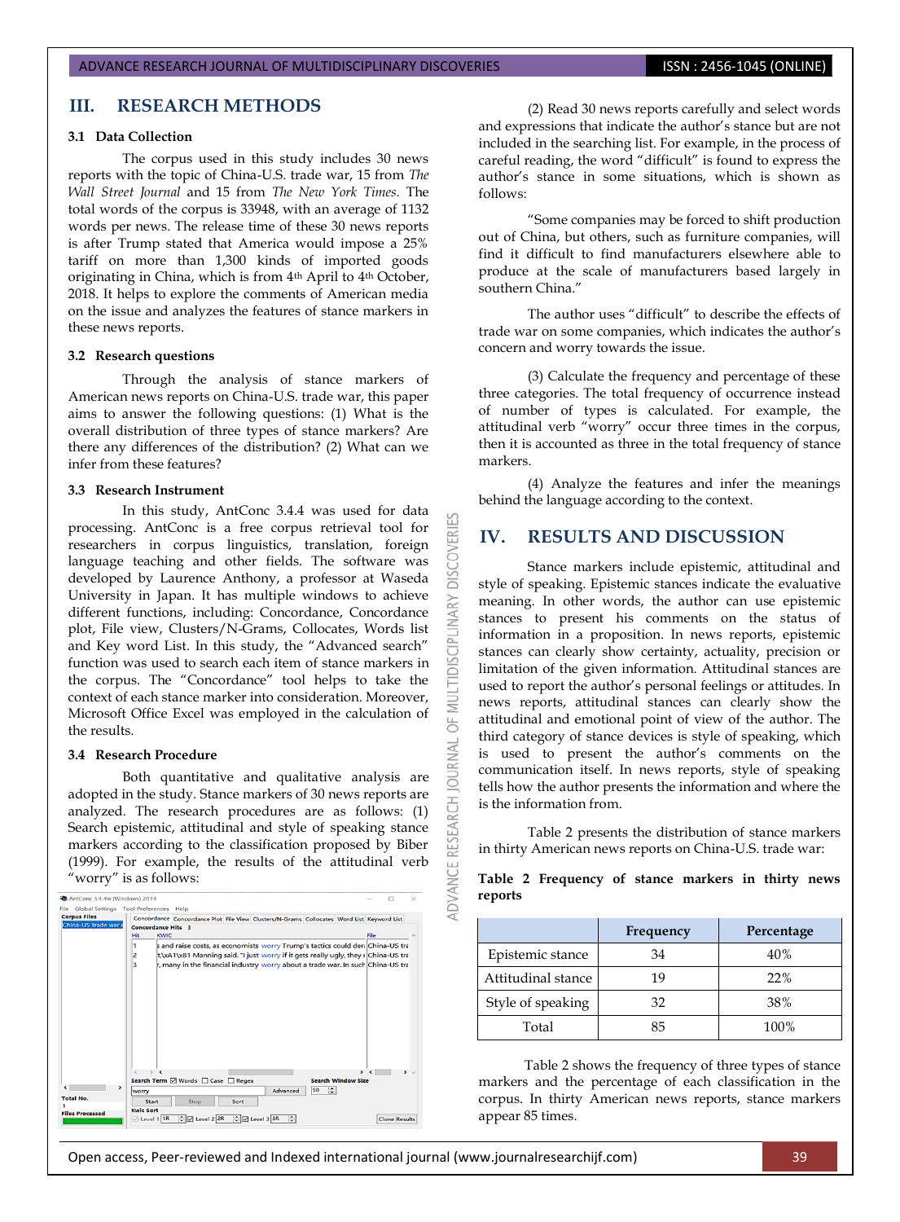## III. RESEARCH METHODS

### 3.1 Data Collection

The corpus used in this study includes 30 news reports with the topic of China-U.S. trade war, 15 from *The Wall Street Journal* and 15 from *The New York Times.* The total words of the corpus is 33948, with an average of 1132 words per news. The release time of these 30 news reports is after Trump stated that America would impose a 25% tariff on more than 1,300 kinds of imported goods originating in China, which is from 4th April to 4th October, 2018. It helps to explore the comments of American media on the issue and analyzes the features of stance markers in these news reports.

### 3.2 Research questions

Through the analysis of stance markers of American news reports on China-U.S. trade war, this paper aims to answer the following questions: (1) What is the overall distribution of three types of stance markers? Are there any differences of the distribution? (2) What can we infer from these features?

### 3.3 Research Instrument

In this study, AntConc 3.4.4 was used for data processing. AntConc is a free corpus retrieval tool for researchers in corpus linguistics, translation, foreign language teaching and other fields. The software was developed by Laurence Anthony, a professor at Waseda University in Japan. It has multiple windows to achieve different functions, including: Concordance, Concordance plot, File view, Clusters/N-Grams, Collocates, Words list and Key word List. In this study, the "Advanced search" function was used to search each item of stance markers in the corpus. The "Concordance" tool helps to take the context of each stance marker into consideration. Moreover, Microsoft Office Excel was employed in the calculation of the results.

### 3.4 Research Procedure

Both quantitative and qualitative analysis are adopted in the study. Stance markers of 30 news reports are analyzed. The research procedures are as follows: (1) Search epistemic, attitudinal and style of speaking stance markers according to the classification proposed by Biber (1999). For example, the results of the attitudinal verb "worry" is as follows:

(2) Read 30 news reports carefully and select words and expressions that indicate the author's stance but are not included in the searching list. For example, in the process of careful reading, the word "difficult" is found to express the author's stance in some situations, which is shown as follows:

"Some companies may be forced to shift production out of China, but others, such as furniture companies, will find it difficult to find manufacturers elsewhere able to produce at the scale of manufacturers based largely in southern China."

The author uses "difficult" to describe the effects of trade war on some companies, which indicates the author's concern and worry towards the issue.

(3) Calculate the frequency and percentage of these three categories. The total frequency of occurrence instead of number of types is calculated. For example, the attitudinal verb "worry" occur three times in the corpus, then it is accounted as three in the total frequency of stance markers.

(4) Analyze the features and infer the meanings behind the language according to the context.

## IV. RESULTS AND DISCUSSION

Stance markers include epistemic, attitudinal and style of speaking. Epistemic stances indicate the evaluative meaning. In other words, the author can use epistemic stances to present his comments on the status of information in a proposition. In news reports, epistemic stances can clearly show certainty, actuality, precision or limitation of the given information. Attitudinal stances are used to report the author's personal feelings or attitudes. In news reports, attitudinal stances can clearly show the attitudinal and emotional point of view of the author. The third category of stance devices is style of speaking, which is used to present the author's comments on the communication itself. In news reports, style of speaking tells how the author presents the information and where the is the information from.

Table 2 presents the distribution of stance markers in thirty American news reports on China-U.S. trade war:

**Table 2 Frequency of stance markers in thirty news reports**

| | Frequency | Percentage |
|---|---|---|
| Epistemic stance | 34 | 40% |
| Attitudinal stance | 19 | 22% |
| Style of speaking | 32 | 38% |
| Total | 85 | 100% |

Table 2 shows the frequency of three types of stance markers and the percentage of each classification in the corpus. In thirty American news reports, stance markers appear 85 times.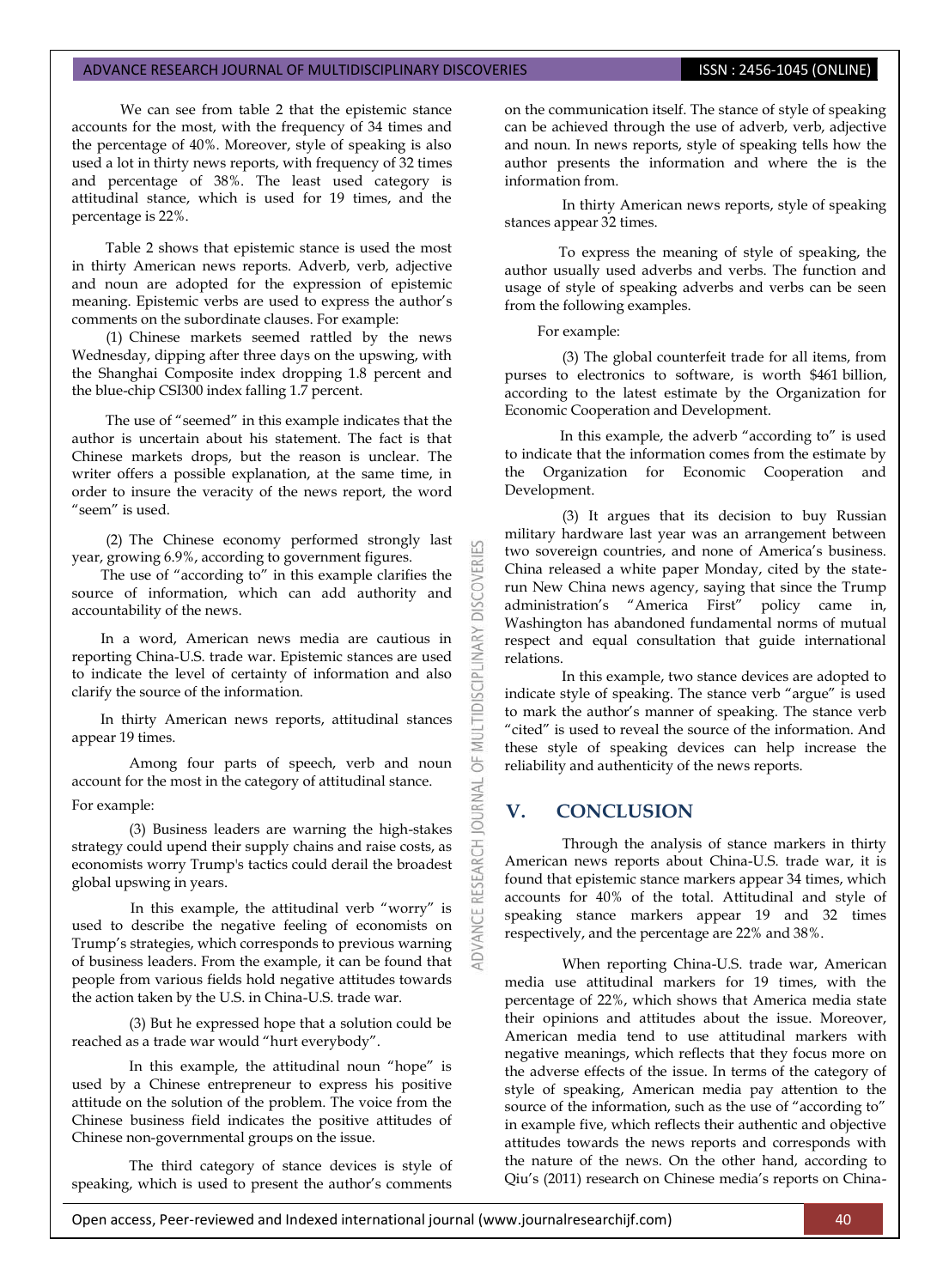We can see from table 2 that the epistemic stance accounts for the most, with the frequency of 34 times and the percentage of 40%. Moreover, style of speaking is also used a lot in thirty news reports, with frequency of 32 times and percentage of 38%. The least used category is attitudinal stance, which is used for 19 times, and the percentage is 22%.

Table 2 shows that epistemic stance is used the most in thirty American news reports. Adverb, verb, adjective and noun are adopted for the expression of epistemic meaning. Epistemic verbs are used to express the author's comments on the subordinate clauses. For example:

(1) Chinese markets seemed rattled by the news Wednesday, dipping after three days on the upswing, with the Shanghai Composite index dropping 1.8 percent and the blue-chip CSI300 index falling 1.7 percent.

The use of "seemed" in this example indicates that the author is uncertain about his statement. The fact is that Chinese markets drops, but the reason is unclear. The writer offers a possible explanation, at the same time, in order to insure the veracity of the news report, the word "seem" is used.

(2) The Chinese economy performed strongly last year, growing 6.9%, according to government figures.

The use of "according to" in this example clarifies the source of information, which can add authority and accountability of the news.

In a word, American news media are cautious in reporting China-U.S. trade war. Epistemic stances are used to indicate the level of certainty of information and also clarify the source of the information.

In thirty American news reports, attitudinal stances appear 19 times.

Among four parts of speech, verb and noun account for the most in the category of attitudinal stance.

For example:

(3) Business leaders are warning the high-stakes strategy could upend their supply chains and raise costs, as economists worry Trump's tactics could derail the broadest global upswing in years.

In this example, the attitudinal verb "worry" is used to describe the negative feeling of economists on Trump's strategies, which corresponds to previous warning of business leaders. From the example, it can be found that people from various fields hold negative attitudes towards the action taken by the U.S. in China-U.S. trade war.

(3) But he expressed hope that a solution could be reached as a trade war would "hurt everybody".

In this example, the attitudinal noun "hope" is used by a Chinese entrepreneur to express his positive attitude on the solution of the problem. The voice from the Chinese business field indicates the positive attitudes of Chinese non-governmental groups on the issue.

The third category of stance devices is style of speaking, which is used to present the author's comments on the communication itself. The stance of style of speaking can be achieved through the use of adverb, verb, adjective and noun. In news reports, style of speaking tells how the author presents the information and where the is the information from.

In thirty American news reports, style of speaking stances appear 32 times.

To express the meaning of style of speaking, the author usually used adverbs and verbs. The function and usage of style of speaking adverbs and verbs can be seen from the following examples.

For example:

(3) The global counterfeit trade for all items, from purses to electronics to software, is worth $461 billion, according to the latest estimate by the Organization for Economic Cooperation and Development.

In this example, the adverb "according to" is used to indicate that the information comes from the estimate by the Organization for Economic Cooperation and Development.

(3) It argues that its decision to buy Russian military hardware last year was an arrangement between two sovereign countries, and none of America's business. China released a white paper Monday, cited by the state-run New China news agency, saying that since the Trump administration's "America First" policy came in, Washington has abandoned fundamental norms of mutual respect and equal consultation that guide international relations.

In this example, two stance devices are adopted to indicate style of speaking. The stance verb "argue" is used to mark the author's manner of speaking. The stance verb "cited" is used to reveal the source of the information. And these style of speaking devices can help increase the reliability and authenticity of the news reports.

## V. CONCLUSION

Through the analysis of stance markers in thirty American news reports about China-U.S. trade war, it is found that epistemic stance markers appear 34 times, which accounts for 40% of the total. Attitudinal and style of speaking stance markers appear 19 and 32 times respectively, and the percentage are 22% and 38%.

When reporting China-U.S. trade war, American media use attitudinal markers for 19 times, with the percentage of 22%, which shows that America media state their opinions and attitudes about the issue. Moreover, American media tend to use attitudinal markers with negative meanings, which reflects that they focus more on the adverse effects of the issue. In terms of the category of style of speaking, American media pay attention to the source of the information, such as the use of "according to" in example five, which reflects their authentic and objective attitudes towards the news reports and corresponds with the nature of the news. On the other hand, according to Qiu's (2011) research on Chinese media's reports on China-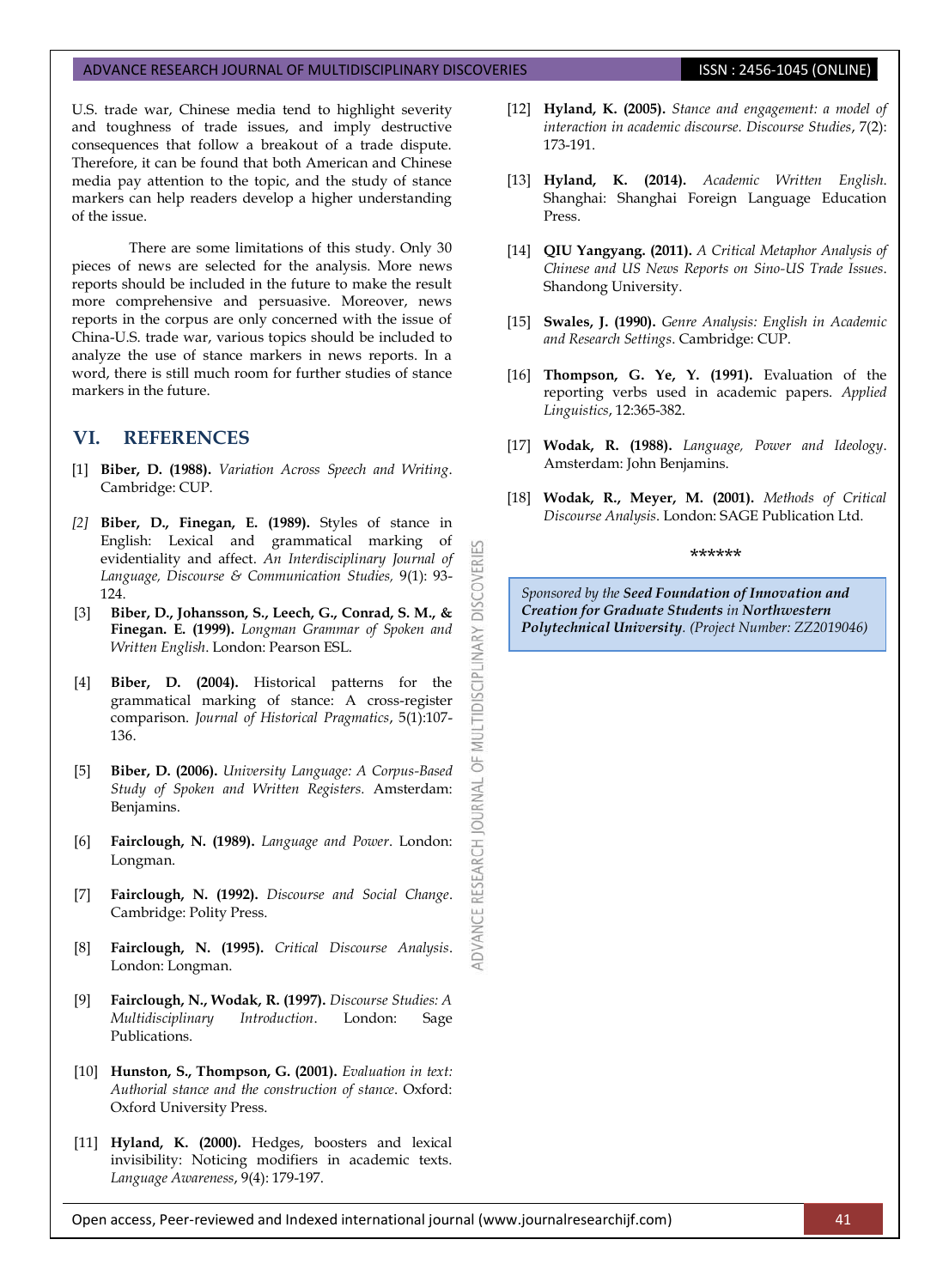U.S. trade war, Chinese media tend to highlight severity and toughness of trade issues, and imply destructive consequences that follow a breakout of a trade dispute. Therefore, it can be found that both American and Chinese media pay attention to the topic, and the study of stance markers can help readers develop a higher understanding of the issue.

There are some limitations of this study. Only 30 pieces of news are selected for the analysis. More news reports should be included in the future to make the result more comprehensive and persuasive. Moreover, news reports in the corpus are only concerned with the issue of China-U.S. trade war, various topics should be included to analyze the use of stance markers in news reports. In a word, there is still much room for further studies of stance markers in the future.

## VI. REFERENCES

[1] **Biber, D. (1988).** *Variation Across Speech and Writing*. Cambridge: CUP.

[2] **Biber, D., Finegan, E. (1989).** Styles of stance in English: Lexical and grammatical marking of evidentiality and affect. *An Interdisciplinary Journal of Language, Discourse & Communication Studies,* 9(1): 93-124.

[3] **Biber, D., Johansson, S., Leech, G., Conrad, S. M., & Finegan. E. (1999).** *Longman Grammar of Spoken and Written English*. London: Pearson ESL.

[4] **Biber, D. (2004).** Historical patterns for the grammatical marking of stance: A cross-register comparison. *Journal of Historical Pragmatics*, 5(1):107-136.

[5] **Biber, D. (2006).** *University Language: A Corpus-Based Study of Spoken and Written Registers.* Amsterdam: Benjamins.

[6] **Fairclough, N. (1989).** *Language and Power*. London: Longman.

[7] **Fairclough, N. (1992).** *Discourse and Social Change*. Cambridge: Polity Press.

[8] **Fairclough, N. (1995).** *Critical Discourse Analysis*. London: Longman.

[9] **Fairclough, N., Wodak, R. (1997).** *Discourse Studies: A Multidisciplinary Introduction*. London: Sage Publications.

[10] **Hunston, S., Thompson, G. (2001).** *Evaluation in text: Authorial stance and the construction of stance*. Oxford: Oxford University Press.

[11] **Hyland, K. (2000).** Hedges, boosters and lexical invisibility: Noticing modifiers in academic texts. *Language Awareness*, 9(4): 179-197.

[12] **Hyland, K. (2005).** *Stance and engagement: a model of interaction in academic discourse. Discourse Studies*, 7(2): 173-191.

[13] **Hyland, K. (2014).** *Academic Written English.* Shanghai: Shanghai Foreign Language Education Press.

[14] **QIU Yangyang. (2011).** *A Critical Metaphor Analysis of Chinese and US News Reports on Sino-US Trade Issues*. Shandong University.

[15] **Swales, J. (1990).** *Genre Analysis: English in Academic and Research Settings*. Cambridge: CUP.

[16] **Thompson, G. Ye, Y. (1991).** Evaluation of the reporting verbs used in academic papers. *Applied Linguistics*, 12:365-382.

[17] **Wodak, R. (1988).** *Language, Power and Ideology*. Amsterdam: John Benjamins.

[18] **Wodak, R., Meyer, M. (2001).** *Methods of Critical Discourse Analysis*. London: SAGE Publication Ltd.

******

*Sponsored by the **Seed Foundation of Innovation and Creation for Graduate Students** in **Northwestern Polytechnical University**. (Project Number: ZZ2019046)*